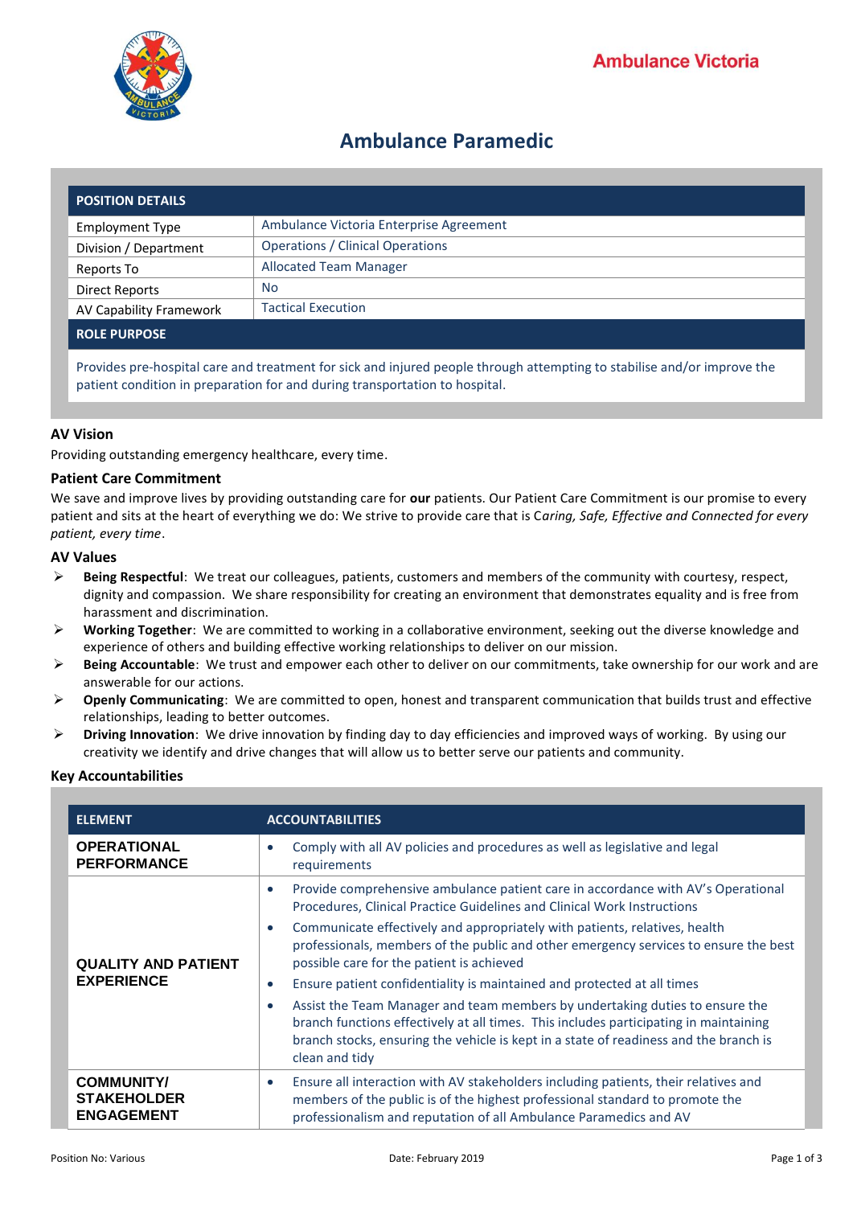Ambulance Victoria

# Ambulance Paramedic

| POSITION DETAILS | |
|---|---|
| Employment Type | Ambulance Victoria Enterprise Agreement |
| Division / Department | Operations / Clinical Operations |
| Reports To | Allocated Team Manager |
| Direct Reports | No |
| AV Capability Framework | Tactical Execution |

| ROLE PURPOSE |
|---|
| Provides pre-hospital care and treatment for sick and injured people through attempting to stabilise and/or improve the patient condition in preparation for and during transportation to hospital. |

### AV Vision

Providing outstanding emergency healthcare, every time.

### Patient Care Commitment

We save and improve lives by providing outstanding care for **our** patients. Our Patient Care Commitment is our promise to every patient and sits at the heart of everything we do: We strive to provide care that is C*aring, Safe, Effective and Connected for every patient, every time*.

### AV Values

- **Being Respectful**: We treat our colleagues, patients, customers and members of the community with courtesy, respect, dignity and compassion. We share responsibility for creating an environment that demonstrates equality and is free from harassment and discrimination.
- **Working Together**: We are committed to working in a collaborative environment, seeking out the diverse knowledge and experience of others and building effective working relationships to deliver on our mission.
- **Being Accountable**: We trust and empower each other to deliver on our commitments, take ownership for our work and are answerable for our actions.
- **Openly Communicating**: We are committed to open, honest and transparent communication that builds trust and effective relationships, leading to better outcomes.
- **Driving Innovation**: We drive innovation by finding day to day efficiencies and improved ways of working. By using our creativity we identify and drive changes that will allow us to better serve our patients and community.

### Key Accountabilities

| ELEMENT | ACCOUNTABILITIES |
|---|---|
| **OPERATIONAL PERFORMANCE** | • Comply with all AV policies and procedures as well as legislative and legal requirements |
| **QUALITY AND PATIENT EXPERIENCE** | • Provide comprehensive ambulance patient care in accordance with AV's Operational Procedures, Clinical Practice Guidelines and Clinical Work Instructions<br>• Communicate effectively and appropriately with patients, relatives, health professionals, members of the public and other emergency services to ensure the best possible care for the patient is achieved<br>• Ensure patient confidentiality is maintained and protected at all times<br>• Assist the Team Manager and team members by undertaking duties to ensure the branch functions effectively at all times. This includes participating in maintaining branch stocks, ensuring the vehicle is kept in a state of readiness and the branch is clean and tidy |
| **COMMUNITY/ STAKEHOLDER ENGAGEMENT** | • Ensure all interaction with AV stakeholders including patients, their relatives and members of the public is of the highest professional standard to promote the professionalism and reputation of all Ambulance Paramedics and AV |

Position No: Various Date: February 2019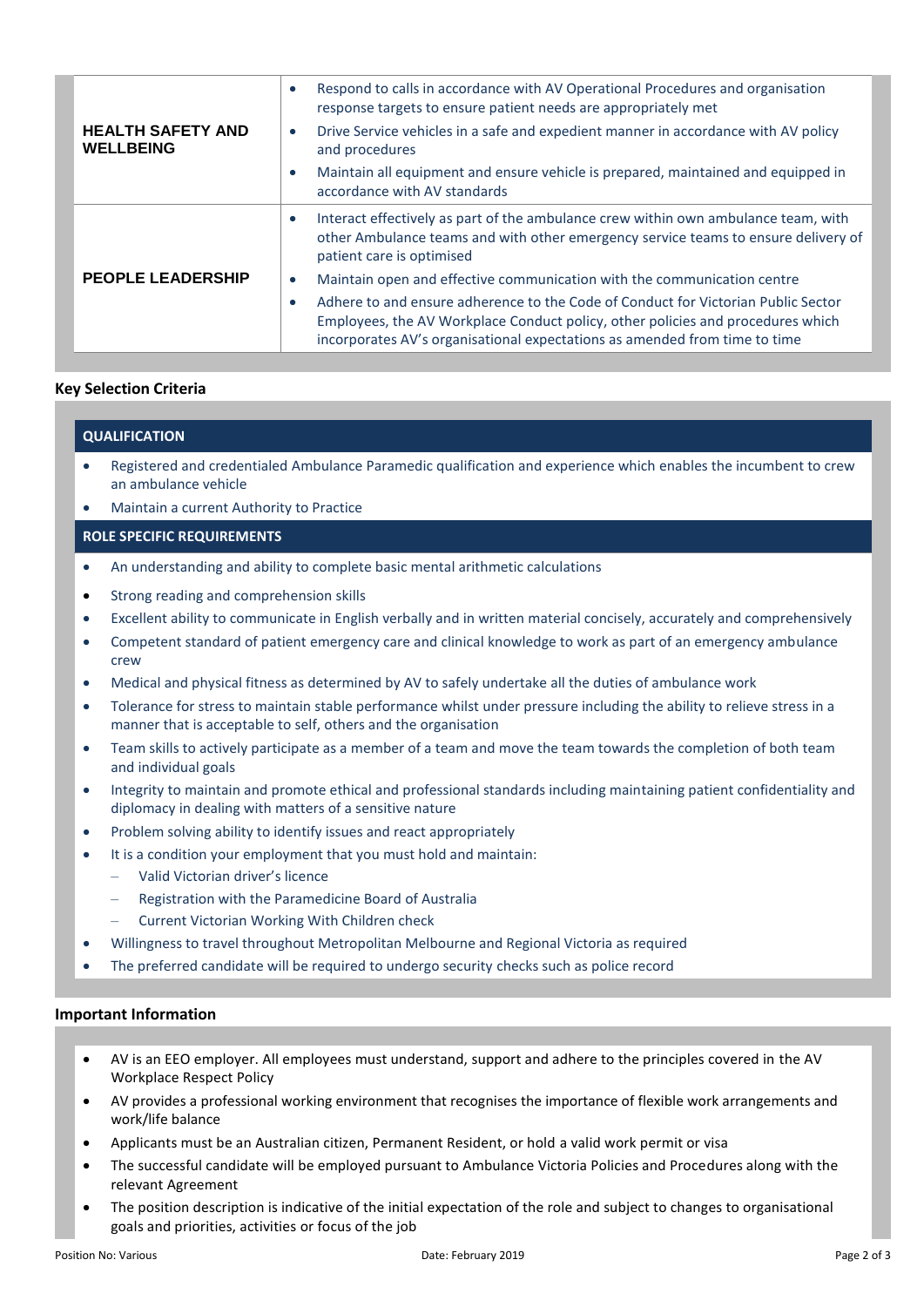| | |
|---|---|
| **HEALTH SAFETY AND WELLBEING** | • Respond to calls in accordance with AV Operational Procedures and organisation response targets to ensure patient needs are appropriately met<br>• Drive Service vehicles in a safe and expedient manner in accordance with AV policy and procedures<br>• Maintain all equipment and ensure vehicle is prepared, maintained and equipped in accordance with AV standards |
| **PEOPLE LEADERSHIP** | • Interact effectively as part of the ambulance crew within own ambulance team, with other Ambulance teams and with other emergency service teams to ensure delivery of patient care is optimised<br>• Maintain open and effective communication with the communication centre<br>• Adhere to and ensure adherence to the Code of Conduct for Victorian Public Sector Employees, the AV Workplace Conduct policy, other policies and procedures which incorporates AV's organisational expectations as amended from time to time |

## Key Selection Criteria

### QUALIFICATION

- Registered and credentialed Ambulance Paramedic qualification and experience which enables the incumbent to crew an ambulance vehicle
- Maintain a current Authority to Practice

### ROLE SPECIFIC REQUIREMENTS

- An understanding and ability to complete basic mental arithmetic calculations
- Strong reading and comprehension skills
- Excellent ability to communicate in English verbally and in written material concisely, accurately and comprehensively
- Competent standard of patient emergency care and clinical knowledge to work as part of an emergency ambulance crew
- Medical and physical fitness as determined by AV to safely undertake all the duties of ambulance work
- Tolerance for stress to maintain stable performance whilst under pressure including the ability to relieve stress in a manner that is acceptable to self, others and the organisation
- Team skills to actively participate as a member of a team and move the team towards the completion of both team and individual goals
- Integrity to maintain and promote ethical and professional standards including maintaining patient confidentiality and diplomacy in dealing with matters of a sensitive nature
- Problem solving ability to identify issues and react appropriately
- It is a condition your employment that you must hold and maintain:
  - Valid Victorian driver's licence
  - Registration with the Paramedicine Board of Australia
  - Current Victorian Working With Children check
- Willingness to travel throughout Metropolitan Melbourne and Regional Victoria as required
- The preferred candidate will be required to undergo security checks such as police record

## Important Information

- AV is an EEO employer. All employees must understand, support and adhere to the principles covered in the AV Workplace Respect Policy
- AV provides a professional working environment that recognises the importance of flexible work arrangements and work/life balance
- Applicants must be an Australian citizen, Permanent Resident, or hold a valid work permit or visa
- The successful candidate will be employed pursuant to Ambulance Victoria Policies and Procedures along with the relevant Agreement
- The position description is indicative of the initial expectation of the role and subject to changes to organisational goals and priorities, activities or focus of the job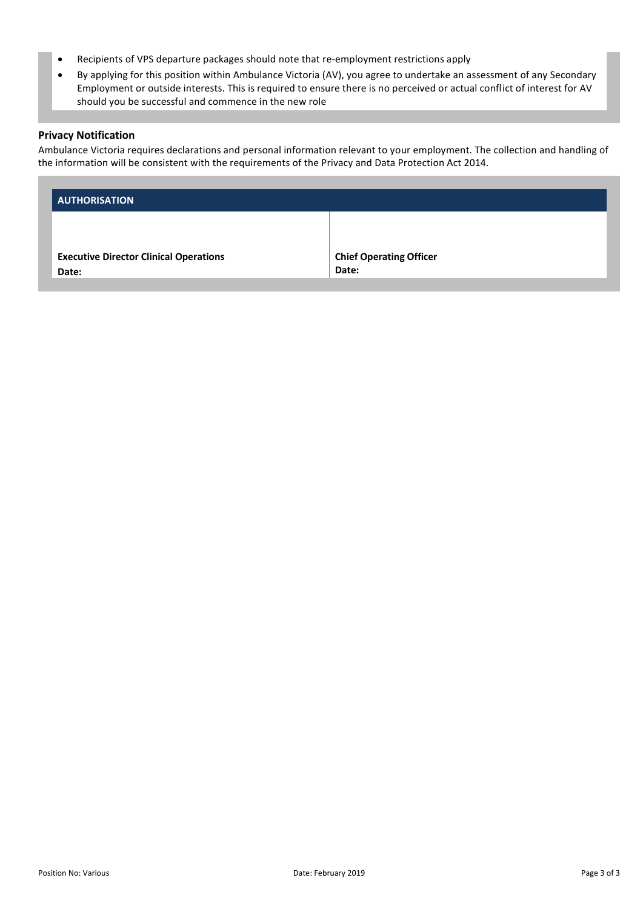- Recipients of VPS departure packages should note that re-employment restrictions apply
- By applying for this position within Ambulance Victoria (AV), you agree to undertake an assessment of any Secondary Employment or outside interests. This is required to ensure there is no perceived or actual conflict of interest for AV should you be successful and commence in the new role

### Privacy Notification

Ambulance Victoria requires declarations and personal information relevant to your employment. The collection and handling of the information will be consistent with the requirements of the Privacy and Data Protection Act 2014.

| AUTHORISATION | |
|---|---|
| **Executive Director Clinical Operations**<br>**Date:** | **Chief Operating Officer**<br>**Date:** |